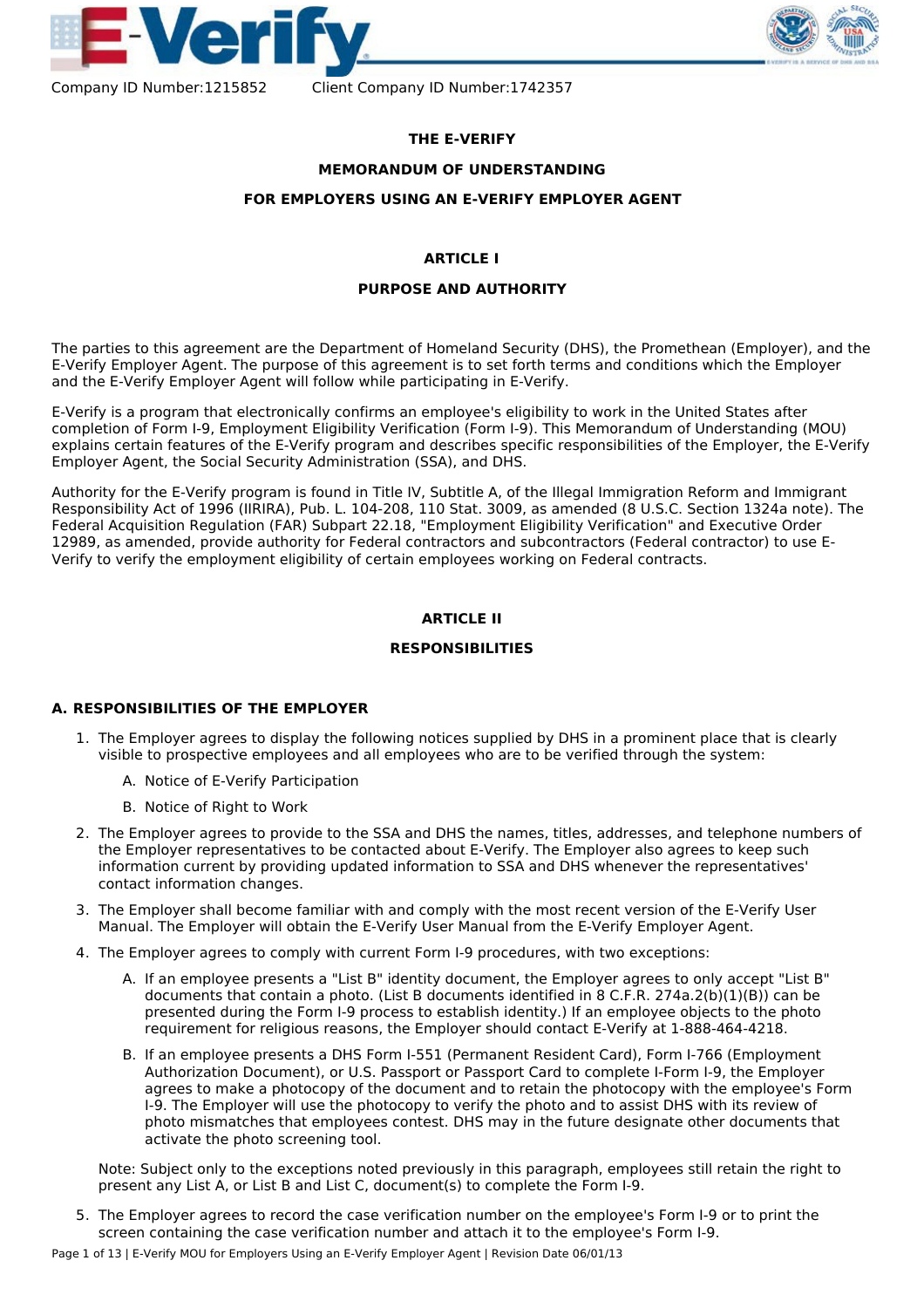Company ID Number:1215852 Client Company ID Number:1742357

**THE E-VERIFY**

**MEMORANDUM OF UNDERSTANDING**

**FOR EMPLOYERS USING AN E-VERIFY EMPLOYER AGENT**

## ARTICLE I

## PURPOSE AND AUTHORITY

The parties to this agreement are the Department of Homeland Security (DHS), the Promethean (Employer), and the E-Verify Employer Agent. The purpose of this agreement is to set forth terms and conditions which the Employer and the E-Verify Employer Agent will follow while participating in E-Verify.

E-Verify is a program that electronically confirms an employee's eligibility to work in the United States after completion of Form I-9, Employment Eligibility Verification (Form I-9). This Memorandum of Understanding (MOU) explains certain features of the E-Verify program and describes specific responsibilities of the Employer, the E-Verify Employer Agent, the Social Security Administration (SSA), and DHS.

Authority for the E-Verify program is found in Title IV, Subtitle A, of the Illegal Immigration Reform and Immigrant Responsibility Act of 1996 (IIRIRA), Pub. L. 104-208, 110 Stat. 3009, as amended (8 U.S.C. Section 1324a note). The Federal Acquisition Regulation (FAR) Subpart 22.18, "Employment Eligibility Verification" and Executive Order 12989, as amended, provide authority for Federal contractors and subcontractors (Federal contractor) to use E-Verify to verify the employment eligibility of certain employees working on Federal contracts.

## ARTICLE II

## RESPONSIBILITIES

### A. RESPONSIBILITIES OF THE EMPLOYER

1. The Employer agrees to display the following notices supplied by DHS in a prominent place that is clearly visible to prospective employees and all employees who are to be verified through the system:
   A. Notice of E-Verify Participation
   B. Notice of Right to Work
2. The Employer agrees to provide to the SSA and DHS the names, titles, addresses, and telephone numbers of the Employer representatives to be contacted about E-Verify. The Employer also agrees to keep such information current by providing updated information to SSA and DHS whenever the representatives' contact information changes.
3. The Employer shall become familiar with and comply with the most recent version of the E-Verify User Manual. The Employer will obtain the E-Verify User Manual from the E-Verify Employer Agent.
4. The Employer agrees to comply with current Form I-9 procedures, with two exceptions:
   A. If an employee presents a "List B" identity document, the Employer agrees to only accept "List B" documents that contain a photo. (List B documents identified in 8 C.F.R. 274a.2(b)(1)(B)) can be presented during the Form I-9 process to establish identity.) If an employee objects to the photo requirement for religious reasons, the Employer should contact E-Verify at 1-888-464-4218.
   B. If an employee presents a DHS Form I-551 (Permanent Resident Card), Form I-766 (Employment Authorization Document), or U.S. Passport or Passport Card to complete I-Form I-9, the Employer agrees to make a photocopy of the document and to retain the photocopy with the employee's Form I-9. The Employer will use the photocopy to verify the photo and to assist DHS with its review of photo mismatches that employees contest. DHS may in the future designate other documents that activate the photo screening tool.

   Note: Subject only to the exceptions noted previously in this paragraph, employees still retain the right to present any List A, or List B and List C, document(s) to complete the Form I-9.
5. The Employer agrees to record the case verification number on the employee's Form I-9 or to print the screen containing the case verification number and attach it to the employee's Form I-9.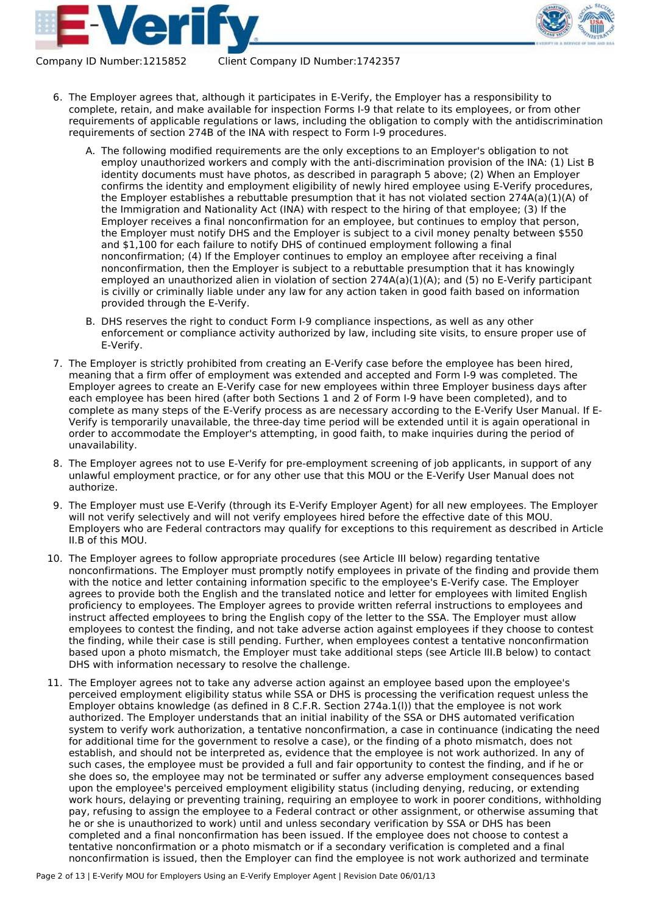Company ID Number:1215852 Client Company ID Number:1742357

6. The Employer agrees that, although it participates in E-Verify, the Employer has a responsibility to complete, retain, and make available for inspection Forms I-9 that relate to its employees, or from other requirements of applicable regulations or laws, including the obligation to comply with the antidiscrimination requirements of section 274B of the INA with respect to Form I-9 procedures.

   A. The following modified requirements are the only exceptions to an Employer's obligation to not employ unauthorized workers and comply with the anti-discrimination provision of the INA: (1) List B identity documents must have photos, as described in paragraph 5 above; (2) When an Employer confirms the identity and employment eligibility of newly hired employee using E-Verify procedures, the Employer establishes a rebuttable presumption that it has not violated section 274A(a)(1)(A) of the Immigration and Nationality Act (INA) with respect to the hiring of that employee; (3) If the Employer receives a final nonconfirmation for an employee, but continues to employ that person, the Employer must notify DHS and the Employer is subject to a civil money penalty between $550 and $1,100 for each failure to notify DHS of continued employment following a final nonconfirmation; (4) If the Employer continues to employ an employee after receiving a final nonconfirmation, then the Employer is subject to a rebuttable presumption that it has knowingly employed an unauthorized alien in violation of section 274A(a)(1)(A); and (5) no E-Verify participant is civilly or criminally liable under any law for any action taken in good faith based on information provided through the E-Verify.

   B. DHS reserves the right to conduct Form I-9 compliance inspections, as well as any other enforcement or compliance activity authorized by law, including site visits, to ensure proper use of E-Verify.

7. The Employer is strictly prohibited from creating an E-Verify case before the employee has been hired, meaning that a firm offer of employment was extended and accepted and Form I-9 was completed. The Employer agrees to create an E-Verify case for new employees within three Employer business days after each employee has been hired (after both Sections 1 and 2 of Form I-9 have been completed), and to complete as many steps of the E-Verify process as are necessary according to the E-Verify User Manual. If E-Verify is temporarily unavailable, the three-day time period will be extended until it is again operational in order to accommodate the Employer's attempting, in good faith, to make inquiries during the period of unavailability.

8. The Employer agrees not to use E-Verify for pre-employment screening of job applicants, in support of any unlawful employment practice, or for any other use that this MOU or the E-Verify User Manual does not authorize.

9. The Employer must use E-Verify (through its E-Verify Employer Agent) for all new employees. The Employer will not verify selectively and will not verify employees hired before the effective date of this MOU. Employers who are Federal contractors may qualify for exceptions to this requirement as described in Article II.B of this MOU.

10. The Employer agrees to follow appropriate procedures (see Article III below) regarding tentative nonconfirmations. The Employer must promptly notify employees in private of the finding and provide them with the notice and letter containing information specific to the employee's E-Verify case. The Employer agrees to provide both the English and the translated notice and letter for employees with limited English proficiency to employees. The Employer agrees to provide written referral instructions to employees and instruct affected employees to bring the English copy of the letter to the SSA. The Employer must allow employees to contest the finding, and not take adverse action against employees if they choose to contest the finding, while their case is still pending. Further, when employees contest a tentative nonconfirmation based upon a photo mismatch, the Employer must take additional steps (see Article III.B below) to contact DHS with information necessary to resolve the challenge.

11. The Employer agrees not to take any adverse action against an employee based upon the employee's perceived employment eligibility status while SSA or DHS is processing the verification request unless the Employer obtains knowledge (as defined in 8 C.F.R. Section 274a.1(l)) that the employee is not work authorized. The Employer understands that an initial inability of the SSA or DHS automated verification system to verify work authorization, a tentative nonconfirmation, a case in continuance (indicating the need for additional time for the government to resolve a case), or the finding of a photo mismatch, does not establish, and should not be interpreted as, evidence that the employee is not work authorized. In any of such cases, the employee must be provided a full and fair opportunity to contest the finding, and if he or she does so, the employee may not be terminated or suffer any adverse employment consequences based upon the employee's perceived employment eligibility status (including denying, reducing, or extending work hours, delaying or preventing training, requiring an employee to work in poorer conditions, withholding pay, refusing to assign the employee to a Federal contract or other assignment, or otherwise assuming that he or she is unauthorized to work) until and unless secondary verification by SSA or DHS has been completed and a final nonconfirmation has been issued. If the employee does not choose to contest a tentative nonconfirmation or a photo mismatch or if a secondary verification is completed and a final nonconfirmation is issued, then the Employer can find the employee is not work authorized and terminate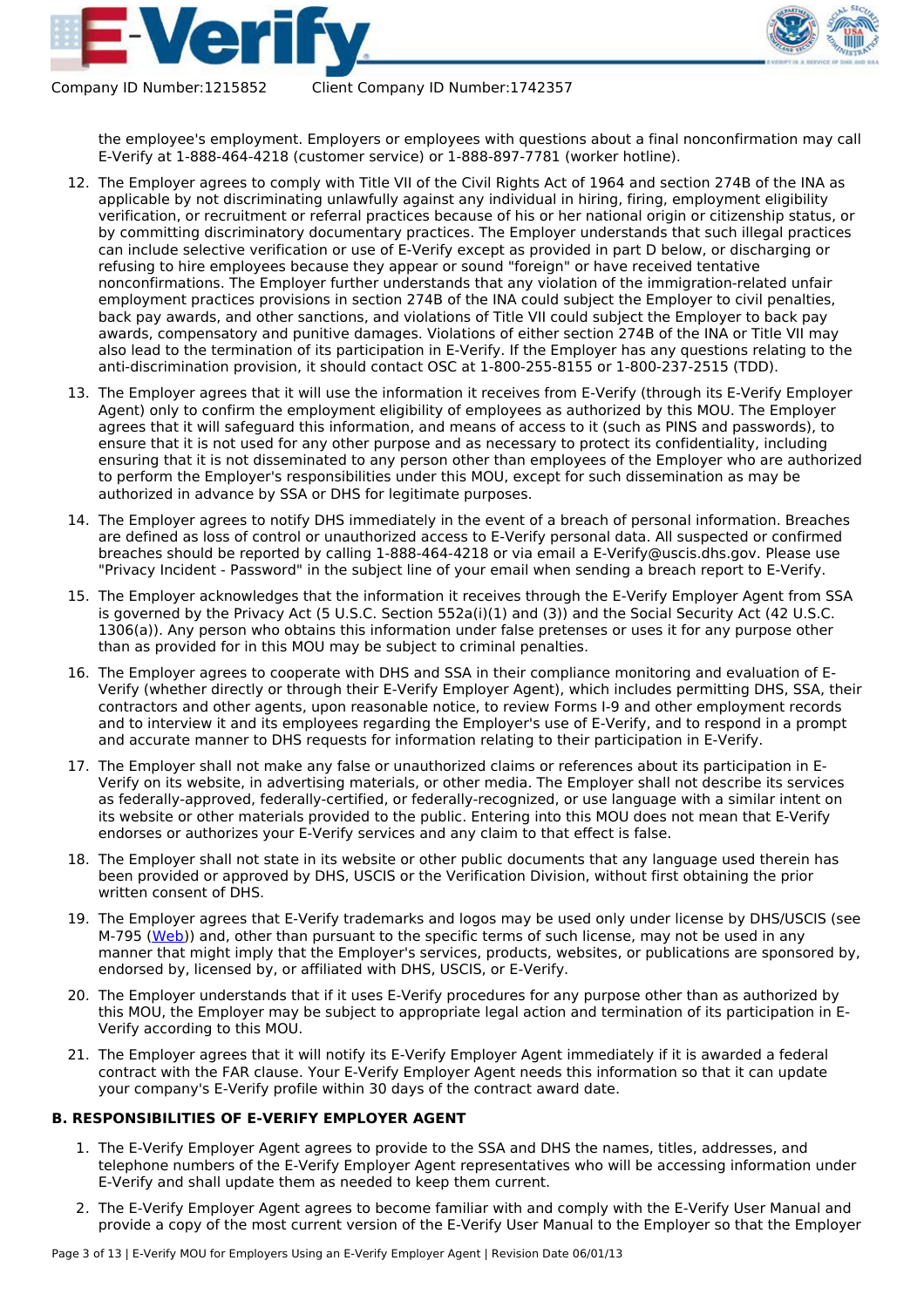the employee's employment. Employers or employees with questions about a final nonconfirmation may call E-Verify at 1-888-464-4218 (customer service) or 1-888-897-7781 (worker hotline).

12. The Employer agrees to comply with Title VII of the Civil Rights Act of 1964 and section 274B of the INA as applicable by not discriminating unlawfully against any individual in hiring, firing, employment eligibility verification, or recruitment or referral practices because of his or her national origin or citizenship status, or by committing discriminatory documentary practices. The Employer understands that such illegal practices can include selective verification or use of E-Verify except as provided in part D below, or discharging or refusing to hire employees because they appear or sound "foreign" or have received tentative nonconfirmations. The Employer further understands that any violation of the immigration-related unfair employment practices provisions in section 274B of the INA could subject the Employer to civil penalties, back pay awards, and other sanctions, and violations of Title VII could subject the Employer to back pay awards, compensatory and punitive damages. Violations of either section 274B of the INA or Title VII may also lead to the termination of its participation in E-Verify. If the Employer has any questions relating to the anti-discrimination provision, it should contact OSC at 1-800-255-8155 or 1-800-237-2515 (TDD).

13. The Employer agrees that it will use the information it receives from E-Verify (through its E-Verify Employer Agent) only to confirm the employment eligibility of employees as authorized by this MOU. The Employer agrees that it will safeguard this information, and means of access to it (such as PINS and passwords), to ensure that it is not used for any other purpose and as necessary to protect its confidentiality, including ensuring that it is not disseminated to any person other than employees of the Employer who are authorized to perform the Employer's responsibilities under this MOU, except for such dissemination as may be authorized in advance by SSA or DHS for legitimate purposes.

14. The Employer agrees to notify DHS immediately in the event of a breach of personal information. Breaches are defined as loss of control or unauthorized access to E-Verify personal data. All suspected or confirmed breaches should be reported by calling 1-888-464-4218 or via email a E-Verify@uscis.dhs.gov. Please use "Privacy Incident - Password" in the subject line of your email when sending a breach report to E-Verify.

15. The Employer acknowledges that the information it receives through the E-Verify Employer Agent from SSA is governed by the Privacy Act (5 U.S.C. Section 552a(i)(1) and (3)) and the Social Security Act (42 U.S.C. 1306(a)). Any person who obtains this information under false pretenses or uses it for any purpose other than as provided for in this MOU may be subject to criminal penalties.

16. The Employer agrees to cooperate with DHS and SSA in their compliance monitoring and evaluation of E-Verify (whether directly or through their E-Verify Employer Agent), which includes permitting DHS, SSA, their contractors and other agents, upon reasonable notice, to review Forms I-9 and other employment records and to interview it and its employees regarding the Employer's use of E-Verify, and to respond in a prompt and accurate manner to DHS requests for information relating to their participation in E-Verify.

17. The Employer shall not make any false or unauthorized claims or references about its participation in E-Verify on its website, in advertising materials, or other media. The Employer shall not describe its services as federally-approved, federally-certified, or federally-recognized, or use language with a similar intent on its website or other materials provided to the public. Entering into this MOU does not mean that E-Verify endorses or authorizes your E-Verify services and any claim to that effect is false.

18. The Employer shall not state in its website or other public documents that any language used therein has been provided or approved by DHS, USCIS or the Verification Division, without first obtaining the prior written consent of DHS.

19. The Employer agrees that E-Verify trademarks and logos may be used only under license by DHS/USCIS (see M-795 (Web)) and, other than pursuant to the specific terms of such license, may not be used in any manner that might imply that the Employer's services, products, websites, or publications are sponsored by, endorsed by, licensed by, or affiliated with DHS, USCIS, or E-Verify.

20. The Employer understands that if it uses E-Verify procedures for any purpose other than as authorized by this MOU, the Employer may be subject to appropriate legal action and termination of its participation in E-Verify according to this MOU.

21. The Employer agrees that it will notify its E-Verify Employer Agent immediately if it is awarded a federal contract with the FAR clause. Your E-Verify Employer Agent needs this information so that it can update your company's E-Verify profile within 30 days of the contract award date.

## B. RESPONSIBILITIES OF E-VERIFY EMPLOYER AGENT

1. The E-Verify Employer Agent agrees to provide to the SSA and DHS the names, titles, addresses, and telephone numbers of the E-Verify Employer Agent representatives who will be accessing information under E-Verify and shall update them as needed to keep them current.

2. The E-Verify Employer Agent agrees to become familiar with and comply with the E-Verify User Manual and provide a copy of the most current version of the E-Verify User Manual to the Employer so that the Employer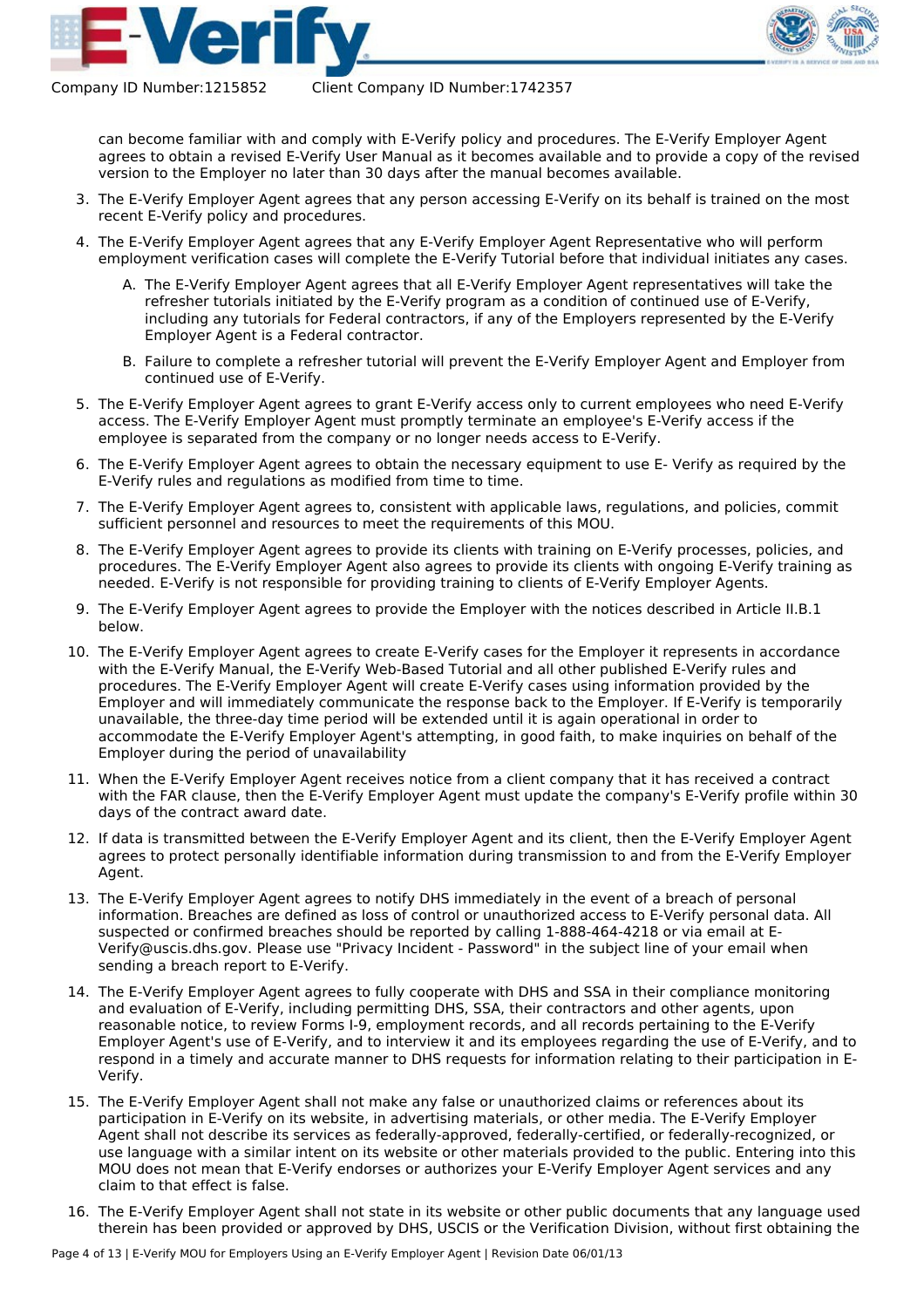can become familiar with and comply with E-Verify policy and procedures. The E-Verify Employer Agent agrees to obtain a revised E-Verify User Manual as it becomes available and to provide a copy of the revised version to the Employer no later than 30 days after the manual becomes available.

3. The E-Verify Employer Agent agrees that any person accessing E-Verify on its behalf is trained on the most recent E-Verify policy and procedures.
4. The E-Verify Employer Agent agrees that any E-Verify Employer Agent Representative who will perform employment verification cases will complete the E-Verify Tutorial before that individual initiates any cases.
   A. The E-Verify Employer Agent agrees that all E-Verify Employer Agent representatives will take the refresher tutorials initiated by the E-Verify program as a condition of continued use of E-Verify, including any tutorials for Federal contractors, if any of the Employers represented by the E-Verify Employer Agent is a Federal contractor.
   B. Failure to complete a refresher tutorial will prevent the E-Verify Employer Agent and Employer from continued use of E-Verify.
5. The E-Verify Employer Agent agrees to grant E-Verify access only to current employees who need E-Verify access. The E-Verify Employer Agent must promptly terminate an employee's E-Verify access if the employee is separated from the company or no longer needs access to E-Verify.
6. The E-Verify Employer Agent agrees to obtain the necessary equipment to use E- Verify as required by the E-Verify rules and regulations as modified from time to time.
7. The E-Verify Employer Agent agrees to, consistent with applicable laws, regulations, and policies, commit sufficient personnel and resources to meet the requirements of this MOU.
8. The E-Verify Employer Agent agrees to provide its clients with training on E-Verify processes, policies, and procedures. The E-Verify Employer Agent also agrees to provide its clients with ongoing E-Verify training as needed. E-Verify is not responsible for providing training to clients of E-Verify Employer Agents.
9. The E-Verify Employer Agent agrees to provide the Employer with the notices described in Article II.B.1 below.
10. The E-Verify Employer Agent agrees to create E-Verify cases for the Employer it represents in accordance with the E-Verify Manual, the E-Verify Web-Based Tutorial and all other published E-Verify rules and procedures. The E-Verify Employer Agent will create E-Verify cases using information provided by the Employer and will immediately communicate the response back to the Employer. If E-Verify is temporarily unavailable, the three-day time period will be extended until it is again operational in order to accommodate the E-Verify Employer Agent's attempting, in good faith, to make inquiries on behalf of the Employer during the period of unavailability
11. When the E-Verify Employer Agent receives notice from a client company that it has received a contract with the FAR clause, then the E-Verify Employer Agent must update the company's E-Verify profile within 30 days of the contract award date.
12. If data is transmitted between the E-Verify Employer Agent and its client, then the E-Verify Employer Agent agrees to protect personally identifiable information during transmission to and from the E-Verify Employer Agent.
13. The E-Verify Employer Agent agrees to notify DHS immediately in the event of a breach of personal information. Breaches are defined as loss of control or unauthorized access to E-Verify personal data. All suspected or confirmed breaches should be reported by calling 1-888-464-4218 or via email at E-Verify@uscis.dhs.gov. Please use "Privacy Incident - Password" in the subject line of your email when sending a breach report to E-Verify.
14. The E-Verify Employer Agent agrees to fully cooperate with DHS and SSA in their compliance monitoring and evaluation of E-Verify, including permitting DHS, SSA, their contractors and other agents, upon reasonable notice, to review Forms I-9, employment records, and all records pertaining to the E-Verify Employer Agent's use of E-Verify, and to interview it and its employees regarding the use of E-Verify, and to respond in a timely and accurate manner to DHS requests for information relating to their participation in E-Verify.
15. The E-Verify Employer Agent shall not make any false or unauthorized claims or references about its participation in E-Verify on its website, in advertising materials, or other media. The E-Verify Employer Agent shall not describe its services as federally-approved, federally-certified, or federally-recognized, or use language with a similar intent on its website or other materials provided to the public. Entering into this MOU does not mean that E-Verify endorses or authorizes your E-Verify Employer Agent services and any claim to that effect is false.
16. The E-Verify Employer Agent shall not state in its website or other public documents that any language used therein has been provided or approved by DHS, USCIS or the Verification Division, without first obtaining the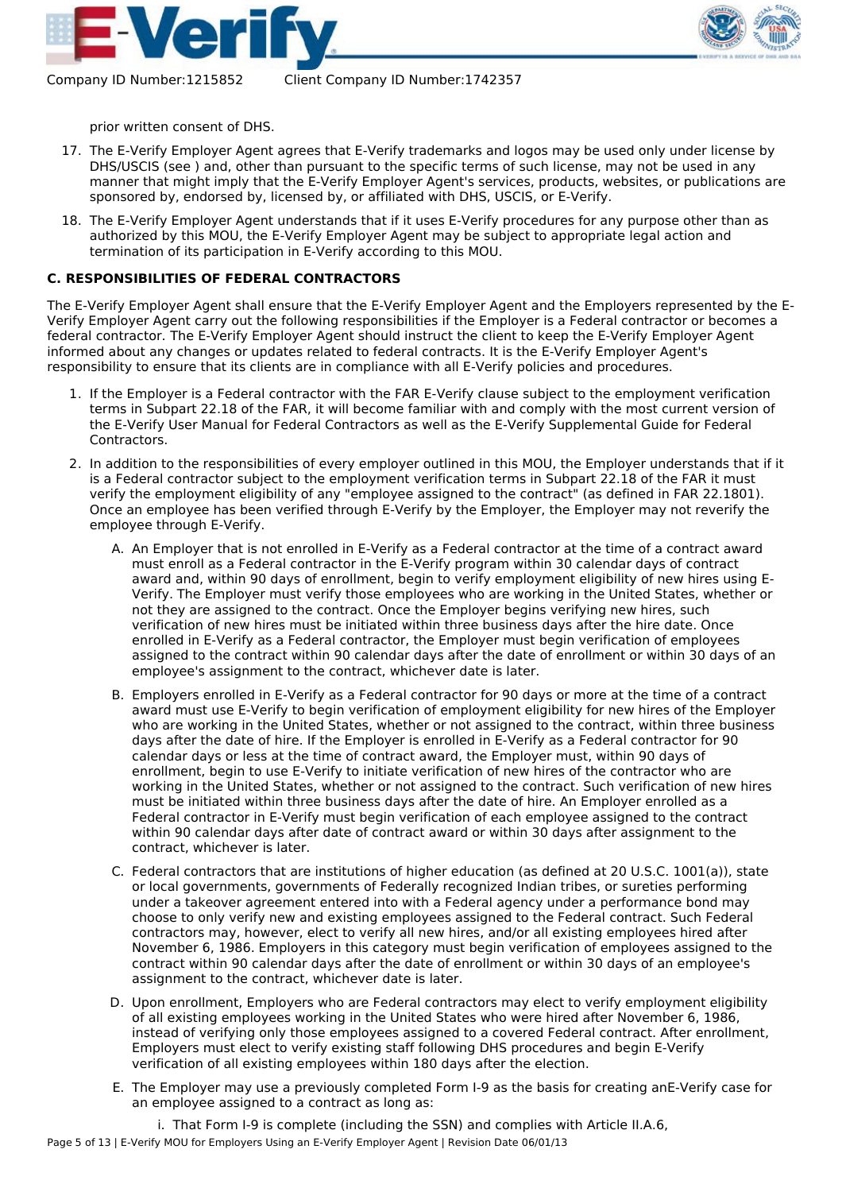prior written consent of DHS.

17. The E-Verify Employer Agent agrees that E-Verify trademarks and logos may be used only under license by DHS/USCIS (see ) and, other than pursuant to the specific terms of such license, may not be used in any manner that might imply that the E-Verify Employer Agent's services, products, websites, or publications are sponsored by, endorsed by, licensed by, or affiliated with DHS, USCIS, or E-Verify.

18. The E-Verify Employer Agent understands that if it uses E-Verify procedures for any purpose other than as authorized by this MOU, the E-Verify Employer Agent may be subject to appropriate legal action and termination of its participation in E-Verify according to this MOU.

**C. RESPONSIBILITIES OF FEDERAL CONTRACTORS**

The E-Verify Employer Agent shall ensure that the E-Verify Employer Agent and the Employers represented by the E-Verify Employer Agent carry out the following responsibilities if the Employer is a Federal contractor or becomes a federal contractor. The E-Verify Employer Agent should instruct the client to keep the E-Verify Employer Agent informed about any changes or updates related to federal contracts. It is the E-Verify Employer Agent's responsibility to ensure that its clients are in compliance with all E-Verify policies and procedures.

1. If the Employer is a Federal contractor with the FAR E-Verify clause subject to the employment verification terms in Subpart 22.18 of the FAR, it will become familiar with and comply with the most current version of the E-Verify User Manual for Federal Contractors as well as the E-Verify Supplemental Guide for Federal Contractors.

2. In addition to the responsibilities of every employer outlined in this MOU, the Employer understands that if it is a Federal contractor subject to the employment verification terms in Subpart 22.18 of the FAR it must verify the employment eligibility of any "employee assigned to the contract" (as defined in FAR 22.1801). Once an employee has been verified through E-Verify by the Employer, the Employer may not reverify the employee through E-Verify.

   A. An Employer that is not enrolled in E-Verify as a Federal contractor at the time of a contract award must enroll as a Federal contractor in the E-Verify program within 30 calendar days of contract award and, within 90 days of enrollment, begin to verify employment eligibility of new hires using E-Verify. The Employer must verify those employees who are working in the United States, whether or not they are assigned to the contract. Once the Employer begins verifying new hires, such verification of new hires must be initiated within three business days after the hire date. Once enrolled in E-Verify as a Federal contractor, the Employer must begin verification of employees assigned to the contract within 90 calendar days after the date of enrollment or within 30 days of an employee's assignment to the contract, whichever date is later.

   B. Employers enrolled in E-Verify as a Federal contractor for 90 days or more at the time of a contract award must use E-Verify to begin verification of employment eligibility for new hires of the Employer who are working in the United States, whether or not assigned to the contract, within three business days after the date of hire. If the Employer is enrolled in E-Verify as a Federal contractor for 90 calendar days or less at the time of contract award, the Employer must, within 90 days of enrollment, begin to use E-Verify to initiate verification of new hires of the contractor who are working in the United States, whether or not assigned to the contract. Such verification of new hires must be initiated within three business days after the date of hire. An Employer enrolled as a Federal contractor in E-Verify must begin verification of each employee assigned to the contract within 90 calendar days after date of contract award or within 30 days after assignment to the contract, whichever is later.

   C. Federal contractors that are institutions of higher education (as defined at 20 U.S.C. 1001(a)), state or local governments, governments of Federally recognized Indian tribes, or sureties performing under a takeover agreement entered into with a Federal agency under a performance bond may choose to only verify new and existing employees assigned to the Federal contract. Such Federal contractors may, however, elect to verify all new hires, and/or all existing employees hired after November 6, 1986. Employers in this category must begin verification of employees assigned to the contract within 90 calendar days after the date of enrollment or within 30 days of an employee's assignment to the contract, whichever date is later.

   D. Upon enrollment, Employers who are Federal contractors may elect to verify employment eligibility of all existing employees working in the United States who were hired after November 6, 1986, instead of verifying only those employees assigned to a covered Federal contract. After enrollment, Employers must elect to verify existing staff following DHS procedures and begin E-Verify verification of all existing employees within 180 days after the election.

   E. The Employer may use a previously completed Form I-9 as the basis for creating anE-Verify case for an employee assigned to a contract as long as:

      i. That Form I-9 is complete (including the SSN) and complies with Article II.A.6,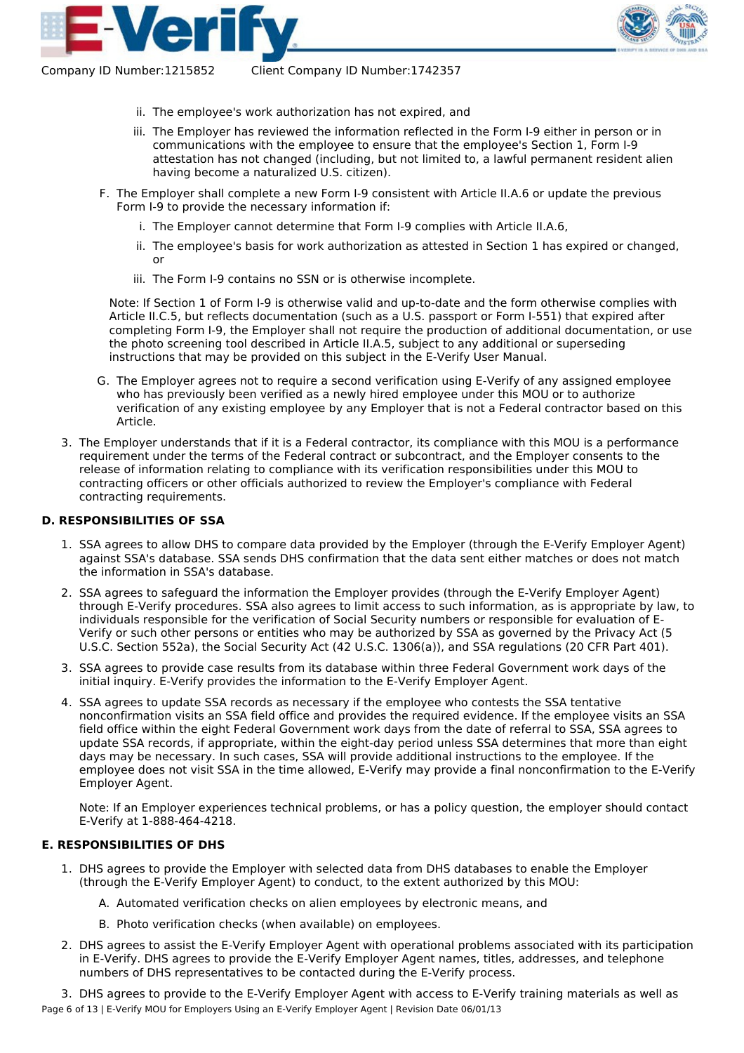ii. The employee's work authorization has not expired, and

iii. The Employer has reviewed the information reflected in the Form I-9 either in person or in communications with the employee to ensure that the employee's Section 1, Form I-9 attestation has not changed (including, but not limited to, a lawful permanent resident alien having become a naturalized U.S. citizen).

F. The Employer shall complete a new Form I-9 consistent with Article II.A.6 or update the previous Form I-9 to provide the necessary information if:

i. The Employer cannot determine that Form I-9 complies with Article II.A.6,

ii. The employee's basis for work authorization as attested in Section 1 has expired or changed, or

iii. The Form I-9 contains no SSN or is otherwise incomplete.

Note: If Section 1 of Form I-9 is otherwise valid and up-to-date and the form otherwise complies with Article II.C.5, but reflects documentation (such as a U.S. passport or Form I-551) that expired after completing Form I-9, the Employer shall not require the production of additional documentation, or use the photo screening tool described in Article II.A.5, subject to any additional or superseding instructions that may be provided on this subject in the E-Verify User Manual.

G. The Employer agrees not to require a second verification using E-Verify of any assigned employee who has previously been verified as a newly hired employee under this MOU or to authorize verification of any existing employee by any Employer that is not a Federal contractor based on this Article.

3. The Employer understands that if it is a Federal contractor, its compliance with this MOU is a performance requirement under the terms of the Federal contract or subcontract, and the Employer consents to the release of information relating to compliance with its verification responsibilities under this MOU to contracting officers or other officials authorized to review the Employer's compliance with Federal contracting requirements.

**D. RESPONSIBILITIES OF SSA**

1. SSA agrees to allow DHS to compare data provided by the Employer (through the E-Verify Employer Agent) against SSA's database. SSA sends DHS confirmation that the data sent either matches or does not match the information in SSA's database.

2. SSA agrees to safeguard the information the Employer provides (through the E-Verify Employer Agent) through E-Verify procedures. SSA also agrees to limit access to such information, as is appropriate by law, to individuals responsible for the verification of Social Security numbers or responsible for evaluation of E-Verify or such other persons or entities who may be authorized by SSA as governed by the Privacy Act (5 U.S.C. Section 552a), the Social Security Act (42 U.S.C. 1306(a)), and SSA regulations (20 CFR Part 401).

3. SSA agrees to provide case results from its database within three Federal Government work days of the initial inquiry. E-Verify provides the information to the E-Verify Employer Agent.

4. SSA agrees to update SSA records as necessary if the employee who contests the SSA tentative nonconfirmation visits an SSA field office and provides the required evidence. If the employee visits an SSA field office within the eight Federal Government work days from the date of referral to SSA, SSA agrees to update SSA records, if appropriate, within the eight-day period unless SSA determines that more than eight days may be necessary. In such cases, SSA will provide additional instructions to the employee. If the employee does not visit SSA in the time allowed, E-Verify may provide a final nonconfirmation to the E-Verify Employer Agent.

   Note: If an Employer experiences technical problems, or has a policy question, the employer should contact E-Verify at 1-888-464-4218.

**E. RESPONSIBILITIES OF DHS**

1. DHS agrees to provide the Employer with selected data from DHS databases to enable the Employer (through the E-Verify Employer Agent) to conduct, to the extent authorized by this MOU:

   A. Automated verification checks on alien employees by electronic means, and

   B. Photo verification checks (when available) on employees.

2. DHS agrees to assist the E-Verify Employer Agent with operational problems associated with its participation in E-Verify. DHS agrees to provide the E-Verify Employer Agent names, titles, addresses, and telephone numbers of DHS representatives to be contacted during the E-Verify process.

3. DHS agrees to provide to the E-Verify Employer Agent with access to E-Verify training materials as well as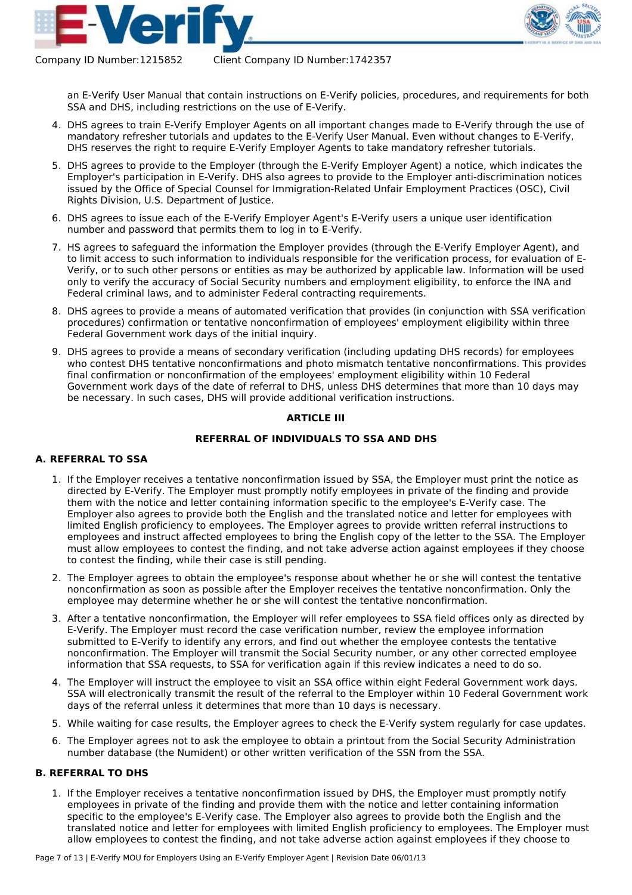an E-Verify User Manual that contain instructions on E-Verify policies, procedures, and requirements for both SSA and DHS, including restrictions on the use of E-Verify.

4. DHS agrees to train E-Verify Employer Agents on all important changes made to E-Verify through the use of mandatory refresher tutorials and updates to the E-Verify User Manual. Even without changes to E-Verify, DHS reserves the right to require E-Verify Employer Agents to take mandatory refresher tutorials.
5. DHS agrees to provide to the Employer (through the E-Verify Employer Agent) a notice, which indicates the Employer's participation in E-Verify. DHS also agrees to provide to the Employer anti-discrimination notices issued by the Office of Special Counsel for Immigration-Related Unfair Employment Practices (OSC), Civil Rights Division, U.S. Department of Justice.
6. DHS agrees to issue each of the E-Verify Employer Agent's E-Verify users a unique user identification number and password that permits them to log in to E-Verify.
7. HS agrees to safeguard the information the Employer provides (through the E-Verify Employer Agent), and to limit access to such information to individuals responsible for the verification process, for evaluation of E-Verify, or to such other persons or entities as may be authorized by applicable law. Information will be used only to verify the accuracy of Social Security numbers and employment eligibility, to enforce the INA and Federal criminal laws, and to administer Federal contracting requirements.
8. DHS agrees to provide a means of automated verification that provides (in conjunction with SSA verification procedures) confirmation or tentative nonconfirmation of employees' employment eligibility within three Federal Government work days of the initial inquiry.
9. DHS agrees to provide a means of secondary verification (including updating DHS records) for employees who contest DHS tentative nonconfirmations and photo mismatch tentative nonconfirmations. This provides final confirmation or nonconfirmation of the employees' employment eligibility within 10 Federal Government work days of the date of referral to DHS, unless DHS determines that more than 10 days may be necessary. In such cases, DHS will provide additional verification instructions.

## ARTICLE III

## REFERRAL OF INDIVIDUALS TO SSA AND DHS

### A. REFERRAL TO SSA

1. If the Employer receives a tentative nonconfirmation issued by SSA, the Employer must print the notice as directed by E-Verify. The Employer must promptly notify employees in private of the finding and provide them with the notice and letter containing information specific to the employee's E-Verify case. The Employer also agrees to provide both the English and the translated notice and letter for employees with limited English proficiency to employees. The Employer agrees to provide written referral instructions to employees and instruct affected employees to bring the English copy of the letter to the SSA. The Employer must allow employees to contest the finding, and not take adverse action against employees if they choose to contest the finding, while their case is still pending.
2. The Employer agrees to obtain the employee's response about whether he or she will contest the tentative nonconfirmation as soon as possible after the Employer receives the tentative nonconfirmation. Only the employee may determine whether he or she will contest the tentative nonconfirmation.
3. After a tentative nonconfirmation, the Employer will refer employees to SSA field offices only as directed by E-Verify. The Employer must record the case verification number, review the employee information submitted to E-Verify to identify any errors, and find out whether the employee contests the tentative nonconfirmation. The Employer will transmit the Social Security number, or any other corrected employee information that SSA requests, to SSA for verification again if this review indicates a need to do so.
4. The Employer will instruct the employee to visit an SSA office within eight Federal Government work days. SSA will electronically transmit the result of the referral to the Employer within 10 Federal Government work days of the referral unless it determines that more than 10 days is necessary.
5. While waiting for case results, the Employer agrees to check the E-Verify system regularly for case updates.
6. The Employer agrees not to ask the employee to obtain a printout from the Social Security Administration number database (the Numident) or other written verification of the SSN from the SSA.

### B. REFERRAL TO DHS

1. If the Employer receives a tentative nonconfirmation issued by DHS, the Employer must promptly notify employees in private of the finding and provide them with the notice and letter containing information specific to the employee's E-Verify case. The Employer also agrees to provide both the English and the translated notice and letter for employees with limited English proficiency to employees. The Employer must allow employees to contest the finding, and not take adverse action against employees if they choose to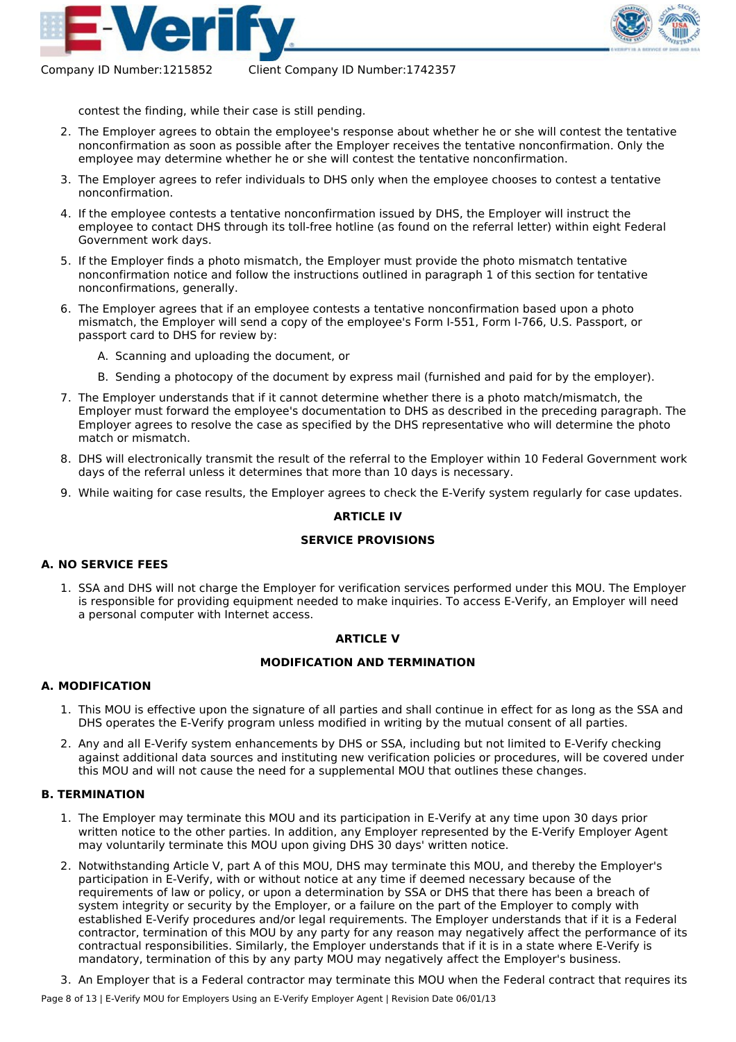contest the finding, while their case is still pending.

2. The Employer agrees to obtain the employee's response about whether he or she will contest the tentative nonconfirmation as soon as possible after the Employer receives the tentative nonconfirmation. Only the employee may determine whether he or she will contest the tentative nonconfirmation.
3. The Employer agrees to refer individuals to DHS only when the employee chooses to contest a tentative nonconfirmation.
4. If the employee contests a tentative nonconfirmation issued by DHS, the Employer will instruct the employee to contact DHS through its toll-free hotline (as found on the referral letter) within eight Federal Government work days.
5. If the Employer finds a photo mismatch, the Employer must provide the photo mismatch tentative nonconfirmation notice and follow the instructions outlined in paragraph 1 of this section for tentative nonconfirmations, generally.
6. The Employer agrees that if an employee contests a tentative nonconfirmation based upon a photo mismatch, the Employer will send a copy of the employee's Form I-551, Form I-766, U.S. Passport, or passport card to DHS for review by:
   A. Scanning and uploading the document, or
   B. Sending a photocopy of the document by express mail (furnished and paid for by the employer).
7. The Employer understands that if it cannot determine whether there is a photo match/mismatch, the Employer must forward the employee's documentation to DHS as described in the preceding paragraph. The Employer agrees to resolve the case as specified by the DHS representative who will determine the photo match or mismatch.
8. DHS will electronically transmit the result of the referral to the Employer within 10 Federal Government work days of the referral unless it determines that more than 10 days is necessary.
9. While waiting for case results, the Employer agrees to check the E-Verify system regularly for case updates.

## ARTICLE IV

## SERVICE PROVISIONS

### A. NO SERVICE FEES

1. SSA and DHS will not charge the Employer for verification services performed under this MOU. The Employer is responsible for providing equipment needed to make inquiries. To access E-Verify, an Employer will need a personal computer with Internet access.

## ARTICLE V

## MODIFICATION AND TERMINATION

### A. MODIFICATION

1. This MOU is effective upon the signature of all parties and shall continue in effect for as long as the SSA and DHS operates the E-Verify program unless modified in writing by the mutual consent of all parties.
2. Any and all E-Verify system enhancements by DHS or SSA, including but not limited to E-Verify checking against additional data sources and instituting new verification policies or procedures, will be covered under this MOU and will not cause the need for a supplemental MOU that outlines these changes.

### B. TERMINATION

1. The Employer may terminate this MOU and its participation in E-Verify at any time upon 30 days prior written notice to the other parties. In addition, any Employer represented by the E-Verify Employer Agent may voluntarily terminate this MOU upon giving DHS 30 days' written notice.
2. Notwithstanding Article V, part A of this MOU, DHS may terminate this MOU, and thereby the Employer's participation in E-Verify, with or without notice at any time if deemed necessary because of the requirements of law or policy, or upon a determination by SSA or DHS that there has been a breach of system integrity or security by the Employer, or a failure on the part of the Employer to comply with established E-Verify procedures and/or legal requirements. The Employer understands that if it is a Federal contractor, termination of this MOU by any party for any reason may negatively affect the performance of its contractual responsibilities. Similarly, the Employer understands that if it is in a state where E-Verify is mandatory, termination of this by any party MOU may negatively affect the Employer's business.
3. An Employer that is a Federal contractor may terminate this MOU when the Federal contract that requires its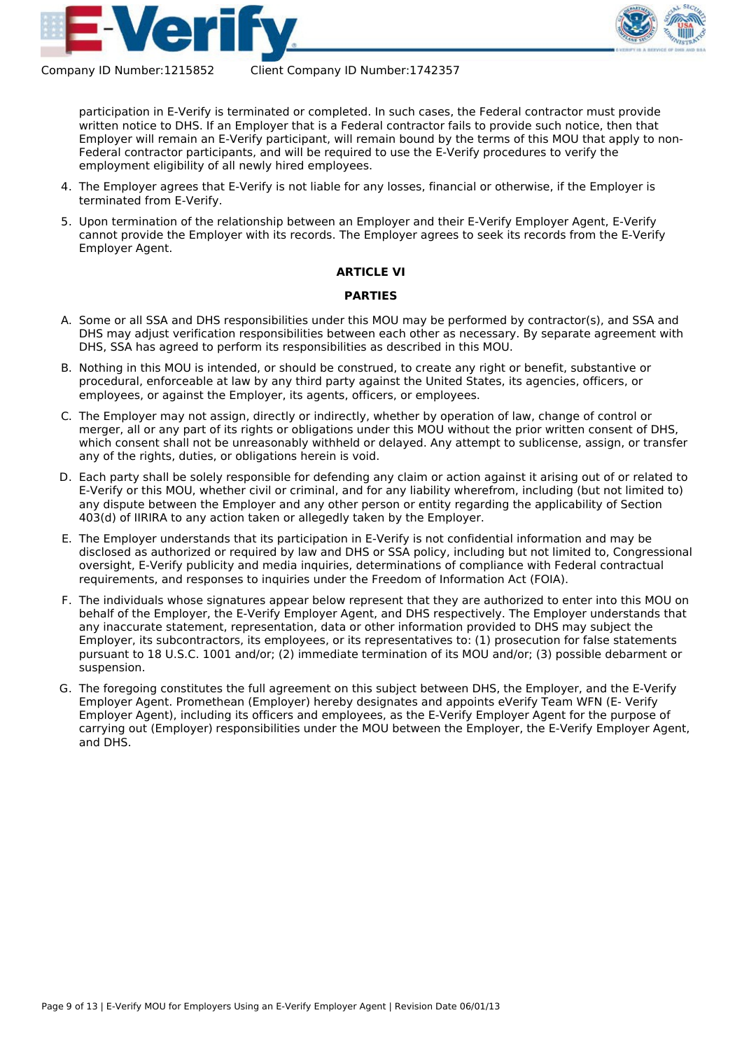participation in E-Verify is terminated or completed. In such cases, the Federal contractor must provide written notice to DHS. If an Employer that is a Federal contractor fails to provide such notice, then that Employer will remain an E-Verify participant, will remain bound by the terms of this MOU that apply to non-Federal contractor participants, and will be required to use the E-Verify procedures to verify the employment eligibility of all newly hired employees.

4. The Employer agrees that E-Verify is not liable for any losses, financial or otherwise, if the Employer is terminated from E-Verify.
5. Upon termination of the relationship between an Employer and their E-Verify Employer Agent, E-Verify cannot provide the Employer with its records. The Employer agrees to seek its records from the E-Verify Employer Agent.

**ARTICLE VI**

**PARTIES**

A. Some or all SSA and DHS responsibilities under this MOU may be performed by contractor(s), and SSA and DHS may adjust verification responsibilities between each other as necessary. By separate agreement with DHS, SSA has agreed to perform its responsibilities as described in this MOU.

B. Nothing in this MOU is intended, or should be construed, to create any right or benefit, substantive or procedural, enforceable at law by any third party against the United States, its agencies, officers, or employees, or against the Employer, its agents, officers, or employees.

C. The Employer may not assign, directly or indirectly, whether by operation of law, change of control or merger, all or any part of its rights or obligations under this MOU without the prior written consent of DHS, which consent shall not be unreasonably withheld or delayed. Any attempt to sublicense, assign, or transfer any of the rights, duties, or obligations herein is void.

D. Each party shall be solely responsible for defending any claim or action against it arising out of or related to E-Verify or this MOU, whether civil or criminal, and for any liability wherefrom, including (but not limited to) any dispute between the Employer and any other person or entity regarding the applicability of Section 403(d) of IIRIRA to any action taken or allegedly taken by the Employer.

E. The Employer understands that its participation in E-Verify is not confidential information and may be disclosed as authorized or required by law and DHS or SSA policy, including but not limited to, Congressional oversight, E-Verify publicity and media inquiries, determinations of compliance with Federal contractual requirements, and responses to inquiries under the Freedom of Information Act (FOIA).

F. The individuals whose signatures appear below represent that they are authorized to enter into this MOU on behalf of the Employer, the E-Verify Employer Agent, and DHS respectively. The Employer understands that any inaccurate statement, representation, data or other information provided to DHS may subject the Employer, its subcontractors, its employees, or its representatives to: (1) prosecution for false statements pursuant to 18 U.S.C. 1001 and/or; (2) immediate termination of its MOU and/or; (3) possible debarment or suspension.

G. The foregoing constitutes the full agreement on this subject between DHS, the Employer, and the E-Verify Employer Agent. Promethean (Employer) hereby designates and appoints eVerify Team WFN (E- Verify Employer Agent), including its officers and employees, as the E-Verify Employer Agent for the purpose of carrying out (Employer) responsibilities under the MOU between the Employer, the E-Verify Employer Agent, and DHS.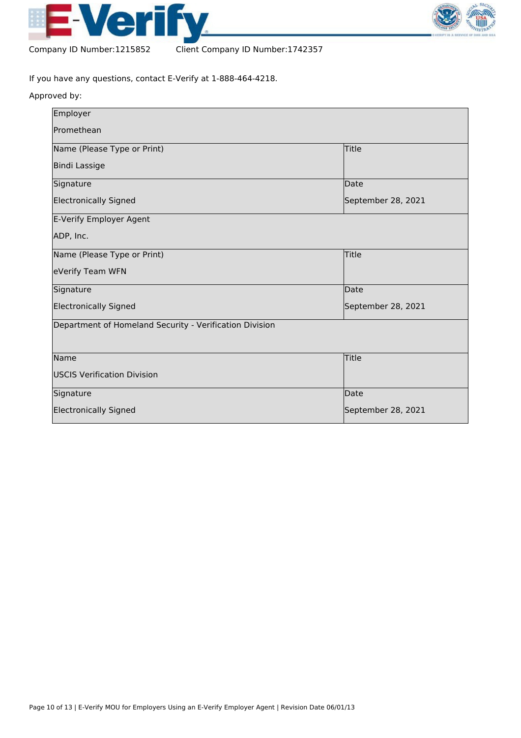Company ID Number:1215852 Client Company ID Number:1742357

If you have any questions, contact E-Verify at 1-888-464-4218.

Approved by:

| Employer | |
|---|---|
| Promethean | |
| Name (Please Type or Print) | Title |
| Bindi Lassige | |
| Signature | Date |
| Electronically Signed | September 28, 2021 |
| E-Verify Employer Agent | |
| ADP, Inc. | |
| Name (Please Type or Print) | Title |
| eVerify Team WFN | |
| Signature | Date |
| Electronically Signed | September 28, 2021 |
| Department of Homeland Security - Verification Division | |
| Name | Title |
| USCIS Verification Division | |
| Signature | Date |
| Electronically Signed | September 28, 2021 |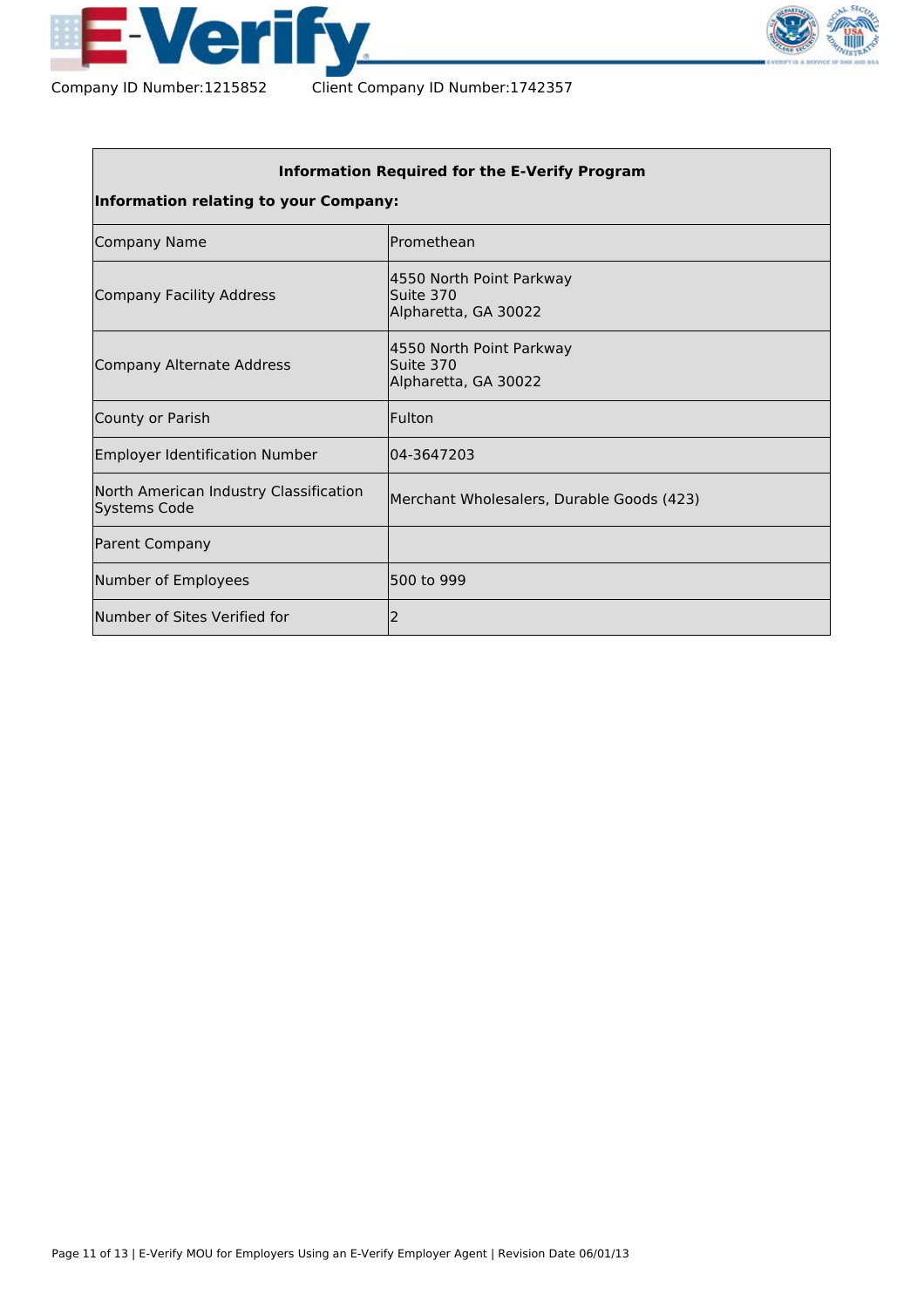Company ID Number:1215852 Client Company ID Number:1742357

| **Information Required for the E-Verify Program** | |
|---|---|
| **Information relating to your Company:** | |
| Company Name | Promethean |
| Company Facility Address | 4550 North Point Parkway<br>Suite 370<br>Alpharetta, GA 30022 |
| Company Alternate Address | 4550 North Point Parkway<br>Suite 370<br>Alpharetta, GA 30022 |
| County or Parish | Fulton |
| Employer Identification Number | 04-3647203 |
| North American Industry Classification Systems Code | Merchant Wholesalers, Durable Goods (423) |
| Parent Company | |
| Number of Employees | 500 to 999 |
| Number of Sites Verified for | 2 |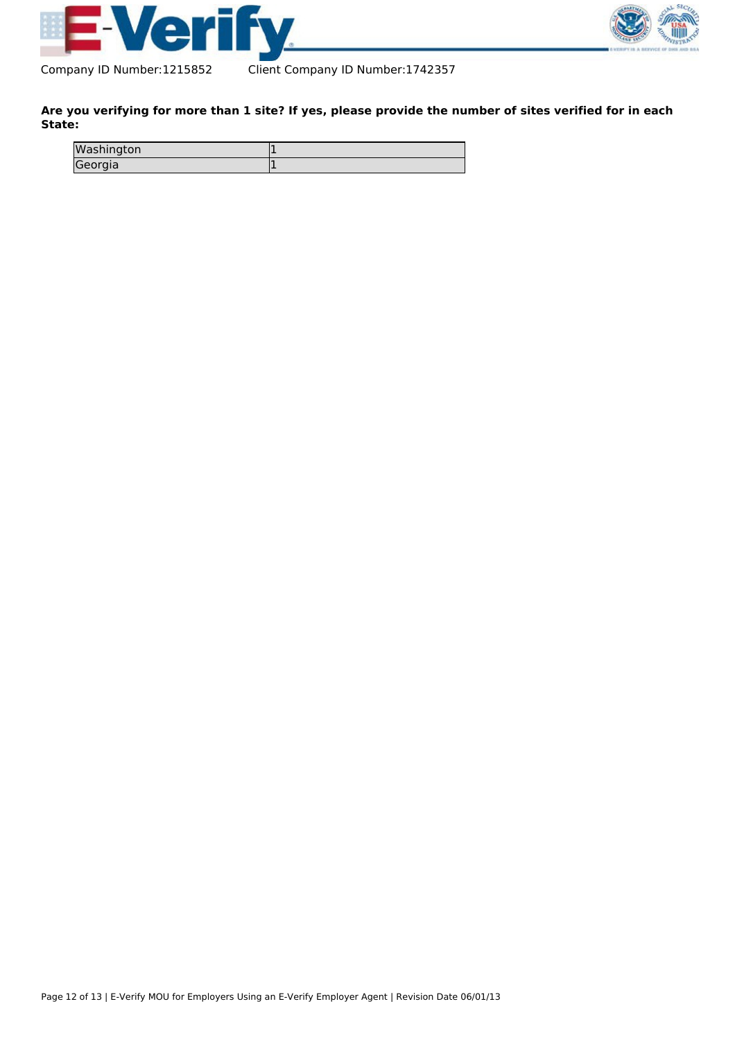Company ID Number:1215852 Client Company ID Number:1742357

**Are you verifying for more than 1 site? If yes, please provide the number of sites verified for in each State:**

| | |
|---|---|
| Washington | 1 |
| Georgia | 1 |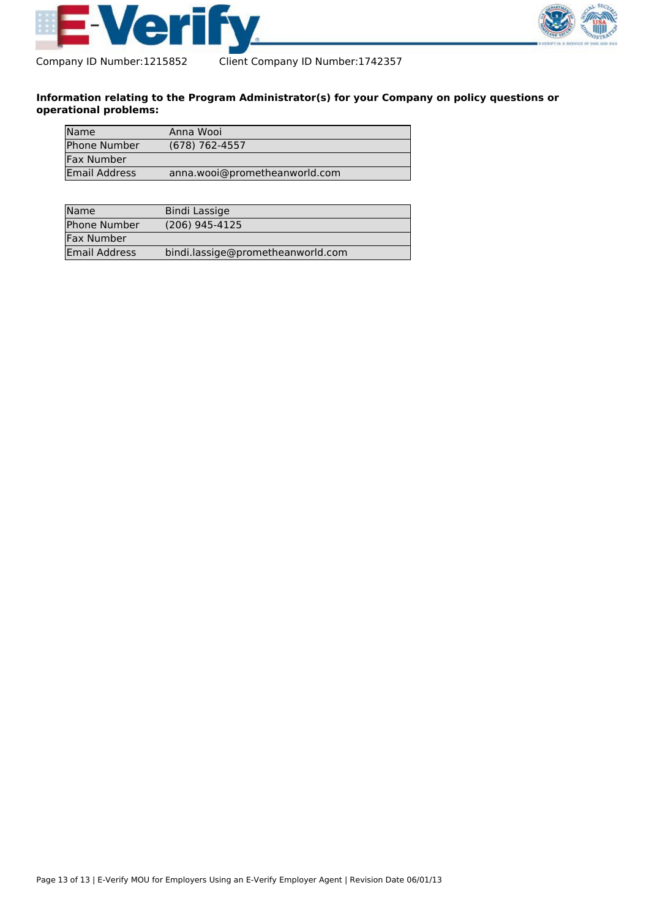Company ID Number:1215852    Client Company ID Number:1742357

**Information relating to the Program Administrator(s) for your Company on policy questions or operational problems:**

| | |
|---|---|
| Name | Anna Wooi |
| Phone Number | (678) 762-4557 |
| Fax Number | |
| Email Address | anna.wooi@prometheanworld.com |

| | |
|---|---|
| Name | Bindi Lassige |
| Phone Number | (206) 945-4125 |
| Fax Number | |
| Email Address | bindi.lassige@prometheanworld.com |